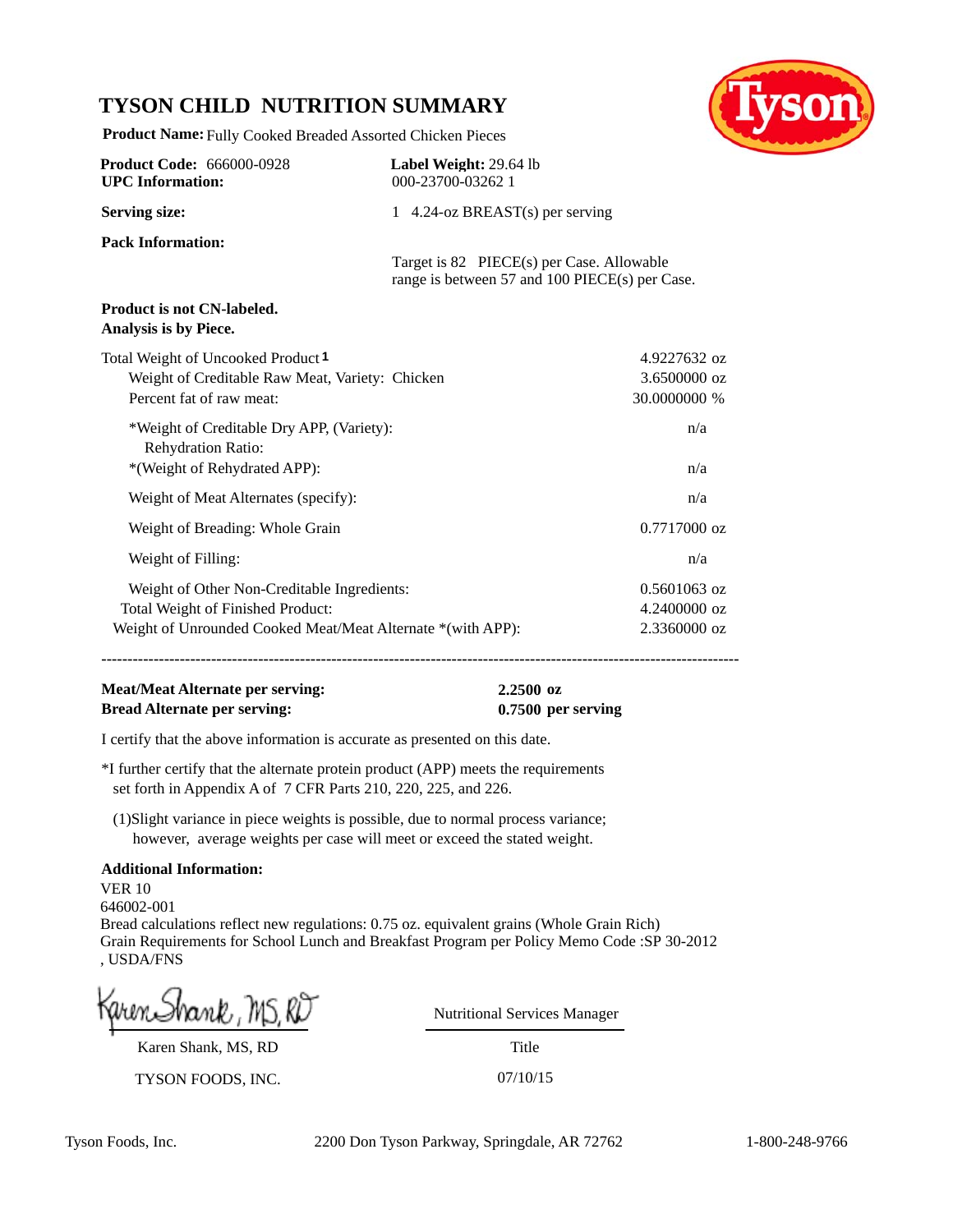# TYSON CHILD NUTRITION SUMMARY

**Product Name:** Fully Cooked Breaded Assorted Chicken Pieces

**Product Code:** 666000-0928
**UPC Information:**

**Label Weight:** 29.64 lb
000-23700-03262 1

**Serving size:** 1 4.24-oz BREAST(s) per serving

**Pack Information:**
Target is 82 PIECE(s) per Case. Allowable range is between 57 and 100 PIECE(s) per Case.

**Product is not CN-labeled.**
**Analysis is by Piece.**

| | |
|---|---|
| Total Weight of Uncooked Product[1] | 4.9227632 oz |
| Weight of Creditable Raw Meat, Variety: Chicken | 3.6500000 oz |
| Percent fat of raw meat: | 30.0000000 % |
| *Weight of Creditable Dry APP, (Variety): Rehydration Ratio: | n/a |
| *(Weight of Rehydrated APP): | n/a |
| Weight of Meat Alternates (specify): | n/a |
| Weight of Breading: Whole Grain | 0.7717000 oz |
| Weight of Filling: | n/a |
| Weight of Other Non-Creditable Ingredients: | 0.5601063 oz |
| Total Weight of Finished Product: | 4.2400000 oz |
| Weight of Unrounded Cooked Meat/Meat Alternate *(with APP): | 2.3360000 oz |

---

**Meat/Meat Alternate per serving:** **2.2500 oz**
**Bread Alternate per serving:** **0.7500 per serving**

I certify that the above information is accurate as presented on this date.

*I further certify that the alternate protein product (APP) meets the requirements set forth in Appendix A of 7 CFR Parts 210, 220, 225, and 226.

(1)Slight variance in piece weights is possible, due to normal process variance; however, average weights per case will meet or exceed the stated weight.

**Additional Information:**
VER 10
646002-001
Bread calculations reflect new regulations: 0.75 oz. equivalent grains (Whole Grain Rich) Grain Requirements for School Lunch and Breakfast Program per Policy Memo Code :SP 30-2012 , USDA/FNS

Karen Shank, MS, RD
TYSON FOODS, INC.

Nutritional Services Manager
Title
07/10/15

Tyson Foods, Inc. 2200 Don Tyson Parkway, Springdale, AR 72762 1-800-248-9766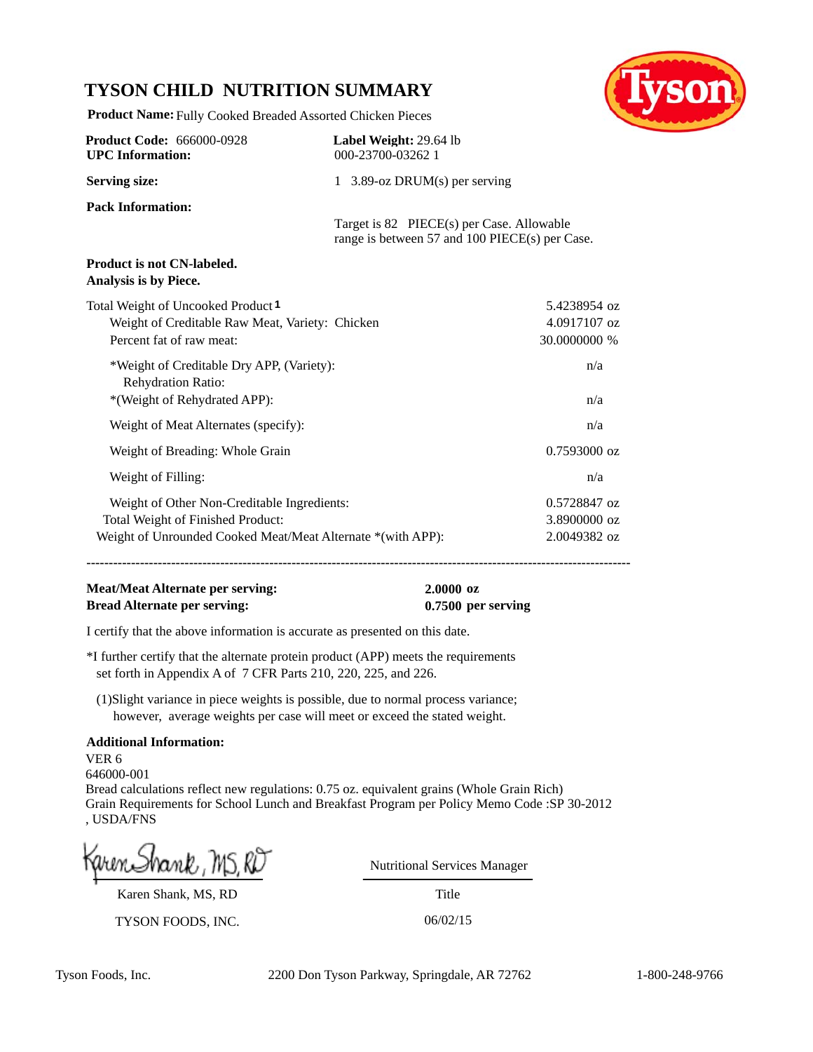# TYSON CHILD NUTRITION SUMMARY

**Product Name:** Fully Cooked Breaded Assorted Chicken Pieces

**Product Code:** 666000-0928
**UPC Information:**

**Label Weight:** 29.64 lb
000-23700-03262 1

**Serving size:** 1 3.89-oz DRUM(s) per serving

**Pack Information:** Target is 82 PIECE(s) per Case. Allowable range is between 57 and 100 PIECE(s) per Case.

**Product is not CN-labeled.**
**Analysis is by Piece.**

| | |
|---|---|
| Total Weight of Uncooked Product [1] | 5.4238954 oz |
| Weight of Creditable Raw Meat, Variety: Chicken | 4.0917107 oz |
| Percent fat of raw meat: | 30.0000000 % |
| *Weight of Creditable Dry APP, (Variety): | n/a |
| Rehydration Ratio: | |
| *(Weight of Rehydrated APP): | n/a |
| Weight of Meat Alternates (specify): | n/a |
| Weight of Breading: Whole Grain | 0.7593000 oz |
| Weight of Filling: | n/a |
| Weight of Other Non-Creditable Ingredients: | 0.5728847 oz |
| Total Weight of Finished Product: | 3.8900000 oz |
| Weight of Unrounded Cooked Meat/Meat Alternate *(with APP): | 2.0049382 oz |

---

**Meat/Meat Alternate per serving:** **2.0000 oz**
**Bread Alternate per serving:** **0.7500 per serving**

I certify that the above information is accurate as presented on this date.

*I further certify that the alternate protein product (APP) meets the requirements set forth in Appendix A of 7 CFR Parts 210, 220, 225, and 226.

(1)Slight variance in piece weights is possible, due to normal process variance; however, average weights per case will meet or exceed the stated weight.

**Additional Information:**
VER 6
646000-001
Bread calculations reflect new regulations: 0.75 oz. equivalent grains (Whole Grain Rich) Grain Requirements for School Lunch and Breakfast Program per Policy Memo Code :SP 30-2012 , USDA/FNS

Karen Shank, MS, RD
TYSON FOODS, INC.

Nutritional Services Manager
Title
06/02/15

Tyson Foods, Inc. 2200 Don Tyson Parkway, Springdale, AR 72762 1-800-248-9766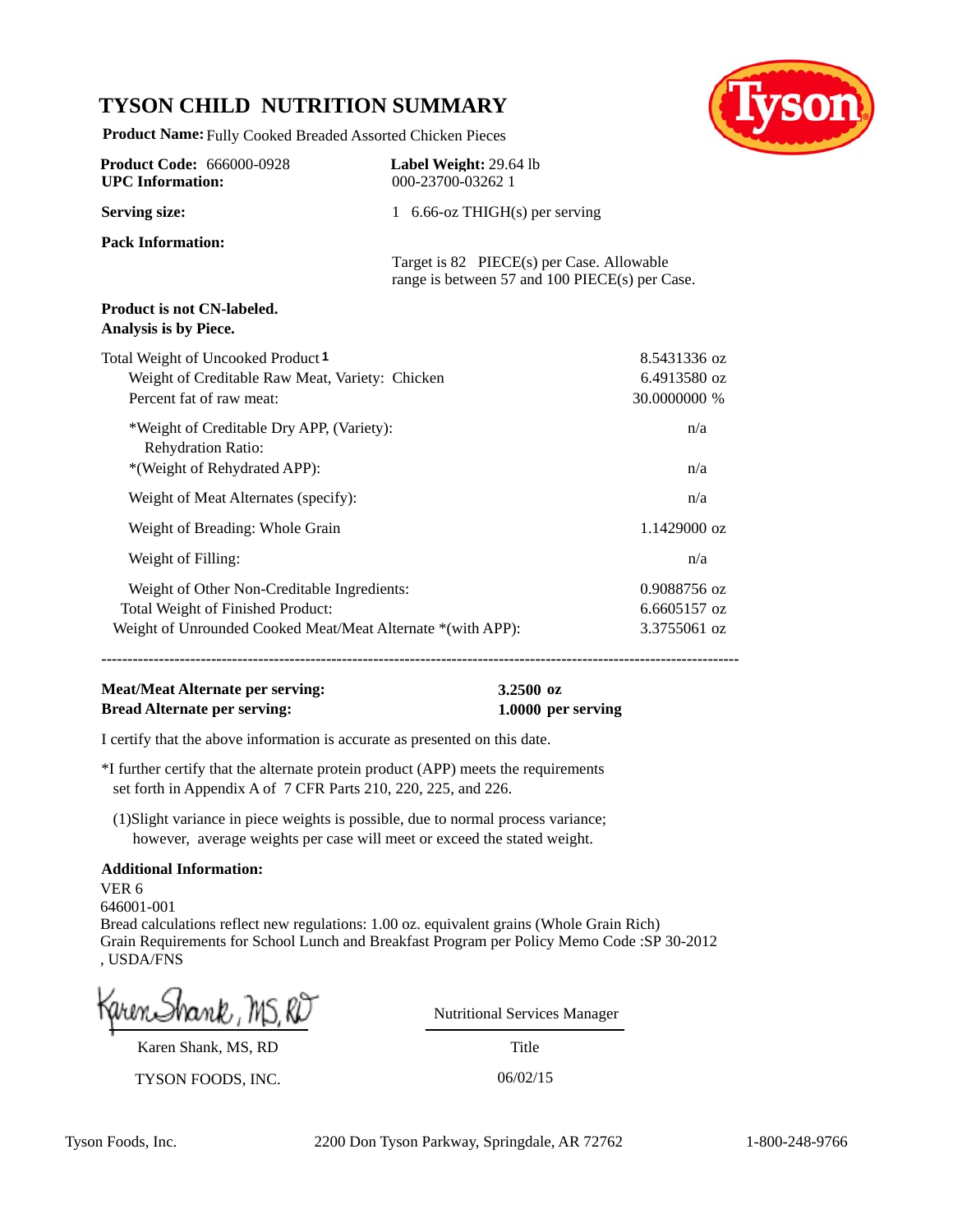# TYSON CHILD NUTRITION SUMMARY

**Product Name:** Fully Cooked Breaded Assorted Chicken Pieces

**Product Code:** 666000-0928
**UPC Information:**

**Label Weight:** 29.64 lb
000-23700-03262 1

**Serving size:** 1 6.66-oz THIGH(s) per serving

**Pack Information:**

Target is 82 PIECE(s) per Case. Allowable range is between 57 and 100 PIECE(s) per Case.

**Product is not CN-labeled.**
**Analysis is by Piece.**

| | |
|---|---|
| Total Weight of Uncooked Product [1] | 8.5431336 oz |
| Weight of Creditable Raw Meat, Variety: Chicken | 6.4913580 oz |
| Percent fat of raw meat: | 30.0000000 % |
| *Weight of Creditable Dry APP, (Variety): | n/a |
| Rehydration Ratio: | |
| *(Weight of Rehydrated APP): | n/a |
| Weight of Meat Alternates (specify): | n/a |
| Weight of Breading: Whole Grain | 1.1429000 oz |
| Weight of Filling: | n/a |
| Weight of Other Non-Creditable Ingredients: | 0.9088756 oz |
| Total Weight of Finished Product: | 6.6605157 oz |
| Weight of Unrounded Cooked Meat/Meat Alternate *(with APP): | 3.3755061 oz |

---

**Meat/Meat Alternate per serving:** **3.2500 oz**
**Bread Alternate per serving:** **1.0000 per serving**

I certify that the above information is accurate as presented on this date.

*I further certify that the alternate protein product (APP) meets the requirements set forth in Appendix A of 7 CFR Parts 210, 220, 225, and 226.

(1)Slight variance in piece weights is possible, due to normal process variance; however, average weights per case will meet or exceed the stated weight.

**Additional Information:**
VER 6
646001-001
Bread calculations reflect new regulations: 1.00 oz. equivalent grains (Whole Grain Rich) Grain Requirements for School Lunch and Breakfast Program per Policy Memo Code :SP 30-2012 , USDA/FNS

Karen Shank, MS, RD
TYSON FOODS, INC.

Nutritional Services Manager
Title
06/02/15

Tyson Foods, Inc. 2200 Don Tyson Parkway, Springdale, AR 72762 1-800-248-9766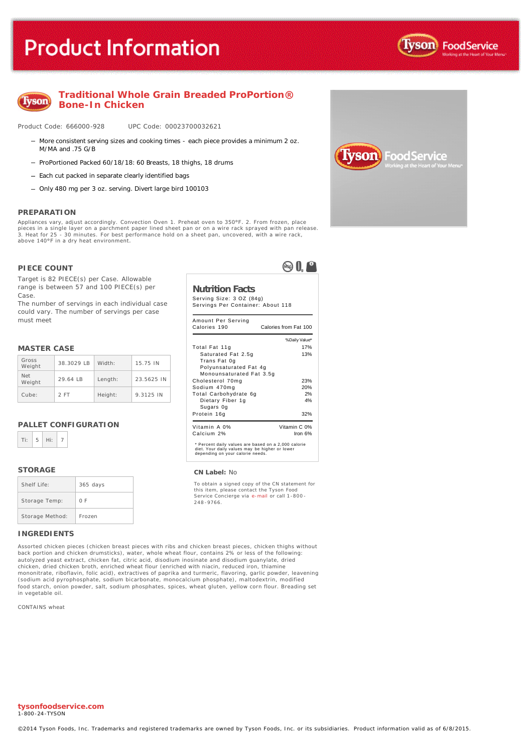# Product Information

## Traditional Whole Grain Breaded ProPortion® Bone-In Chicken

Product Code: 666000-928    UPC Code: 00023700032621

- More consistent serving sizes and cooking times - each piece provides a minimum 2 oz. M/MA and .75 G/B
- ProPortioned Packed 60/18/18: 60 Breasts, 18 thighs, 18 drums
- Each cut packed in separate clearly identified bags
- Only 480 mg per 3 oz. serving. Divert large bird 100103

### PREPARATION

Appliances vary, adjust accordingly. Convection Oven 1. Preheat oven to 350°F. 2. From frozen, place pieces in a single layer on a parchment paper lined sheet pan or on a wire rack sprayed with pan release. 3. Heat for 25 - 30 minutes. For best performance hold on a sheet pan, uncovered, with a wire rack, above 140°F in a dry heat environment.

### PIECE COUNT

Target is 82 PIECE(s) per Case. Allowable range is between 57 and 100 PIECE(s) per Case.
The number of servings in each individual case could vary. The number of servings per case must meet

### MASTER CASE

| | | | |
|---|---|---|---|
| Gross Weight | 38.3029 LB | Width: | 15.75 IN |
| Net Weight | 29.64 LB | Length: | 23.5625 IN |
| Cube: | 2 FT | Height: | 9.3125 IN |

### PALLET CONFIGURATION

| | | | |
|---|---|---|---|
| Ti: | 5 | Hi: | 7 |

### STORAGE

| | |
|---|---|
| Shelf Life: | 365 days |
| Storage Temp: | 0 F |
| Storage Method: | Frozen |

### Nutrition Facts

Serving Size: 3 OZ (84g)
Servings Per Container: About 118

| Amount Per Serving | |
|---|---|
| Calories 190 | Calories from Fat 100 |
| | %Daily Value* |
| Total Fat 11g | 17% |
| Saturated Fat 2.5g | 13% |
| Trans Fat 0g | |
| Polyunsaturated Fat 4g | |
| Monounsaturated Fat 3.5g | |
| Cholesterol 70mg | 23% |
| Sodium 470mg | 20% |
| Total Carbohydrate 6g | 2% |
| Dietary Fiber 1g | 4% |
| Sugars 0g | |
| Protein 16g | 32% |
| Vitamin A 0% | Vitamin C 0% |
| Calcium 2% | Iron 6% |

\* Percent daily values are based on a 2,000 calorie diet. Your daily values may be higher or lower depending on your calorie needs.

**CN Label:** No

To obtain a signed copy of the CN statement for this item, please contact the Tyson Food Service Concierge via e-mail or call 1-800-248-9766.

### INGREDIENTS

Assorted chicken pieces (chicken breast pieces with ribs and chicken breast pieces, chicken thighs without back portion and chicken drumsticks), water, whole wheat flour, contains 2% or less of the following: autolyzed yeast extract, chicken fat, citric acid, disodium inosinate and disodium guanylate, dried chicken, dried chicken broth, enriched wheat flour (enriched with niacin, reduced iron, thiamine mononitrate, riboflavin, folic acid), extractives of paprika and turmeric, flavoring, garlic powder, leavening (sodium acid pyrophosphate, sodium bicarbonate, monocalcium phosphate), maltodextrin, modified food starch, onion powder, salt, sodium phosphates, spices, wheat gluten, yellow corn flour. Breading set in vegetable oil.

CONTAINS wheat

**tysonfoodservice.com**
1-800-24-TYSON

©2014 Tyson Foods, Inc. Trademarks and registered trademarks are owned by Tyson Foods, Inc. or its subsidiaries. Product information valid as of 6/8/2015.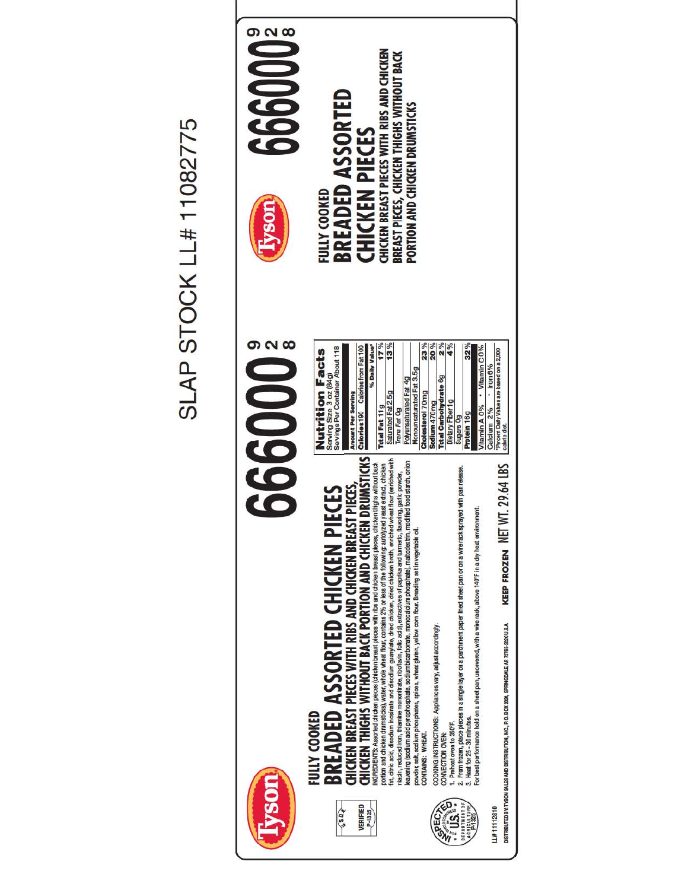SLAP STOCK LL# 11082775

Tyson

FULLY COOKED

# BREADED ASSORTED CHICKEN PIECES

## CHICKEN BREAST PIECES WITH RIBS AND CHICKEN BREAST PIECES, CHICKEN THIGHS WITHOUT BACK PORTION AND CHICKEN DRUMSTICKS

**66600028** (9 2 8)

INGREDIENTS: Assorted chicken pieces (chicken breast pieces with ribs and chicken breast pieces, chicken thighs without back portion and chicken drumsticks), water, whole wheat flour, contains 2% or less of the following: autolyzed yeast extract, chicken fat, citric acid, disodium inosinate and disodium guanylate, dried chicken, dried chicken broth, enriched wheat flour (enriched with niacin, reduced iron, thiamine mononitrate, riboflavin, folic acid), extractives of paprika and turmeric, flavoring, garlic powder, leavening (sodium acid pyrophosphate, sodium bicarbonate, monocalcium phosphate), maltodextrin, modified food starch, onion powder, salt, sodium phosphates, spices, wheat gluten, yellow corn flour. Breading set in vegetable oil.

CONTAINS: WHEAT.

USDA VERIFIED P-1325

COOKING INSTRUCTIONS: Appliances vary, adjust accordingly.

CONVECTION OVEN:
1. Preheat oven to 350°F.
2. From frozen, place pieces in a single layer on a parchment paper lined sheet pan or on a wire rack sprayed with pan release.
3. Heat for 25 - 30 minutes.

For best performance hold on a sheet pan, uncovered, with a wire rack, above 140°F in a dry heat environment.

INSPECTED AND PASSED BY DEPARTMENT OF AGRICULTURE EST. P1325

**Nutrition Facts**
Serving Size 3 oz (84g)
Servings Per Container About 118

| Amount Per Serving | |
|---|---|
| Calories 190 Calories from Fat 100 | |
| | % Daily Value* |
| Total Fat 11g | 17% |
| Saturated Fat 2.5g | 13% |
| Trans Fat 0g | |
| Polyunsaturated Fat 4g | |
| Monounsaturated Fat 3.5g | |
| Cholesterol 70mg | 23% |
| Sodium 470mg | 20% |
| Total Carbohydrate 6g | 2% |
| Dietary Fiber 1g | 4% |
| Sugars 0g | |
| Protein 16g | 32% |
| Vitamin A 0% • Vitamin C 0% | |
| Calcium 2% • Iron 6% | |

*Percent Daily Values are based on a 2,000 calorie diet.

LL# 11112610

DISTRIBUTED BY: TYSON SALES AND DISTRIBUTION, INC., P.O. BOX 2020, SPRINGDALE, AR 72765-2020 U.S.A.

KEEP FROZEN NET WT. 29.64 LBS

---

Tyson

**66600028** (9 2 8)

FULLY COOKED

# BREADED ASSORTED CHICKEN PIECES

CHICKEN BREAST PIECES WITH RIBS AND CHICKEN BREAST PIECES, CHICKEN THIGHS WITHOUT BACK PORTION AND CHICKEN DRUMSTICKS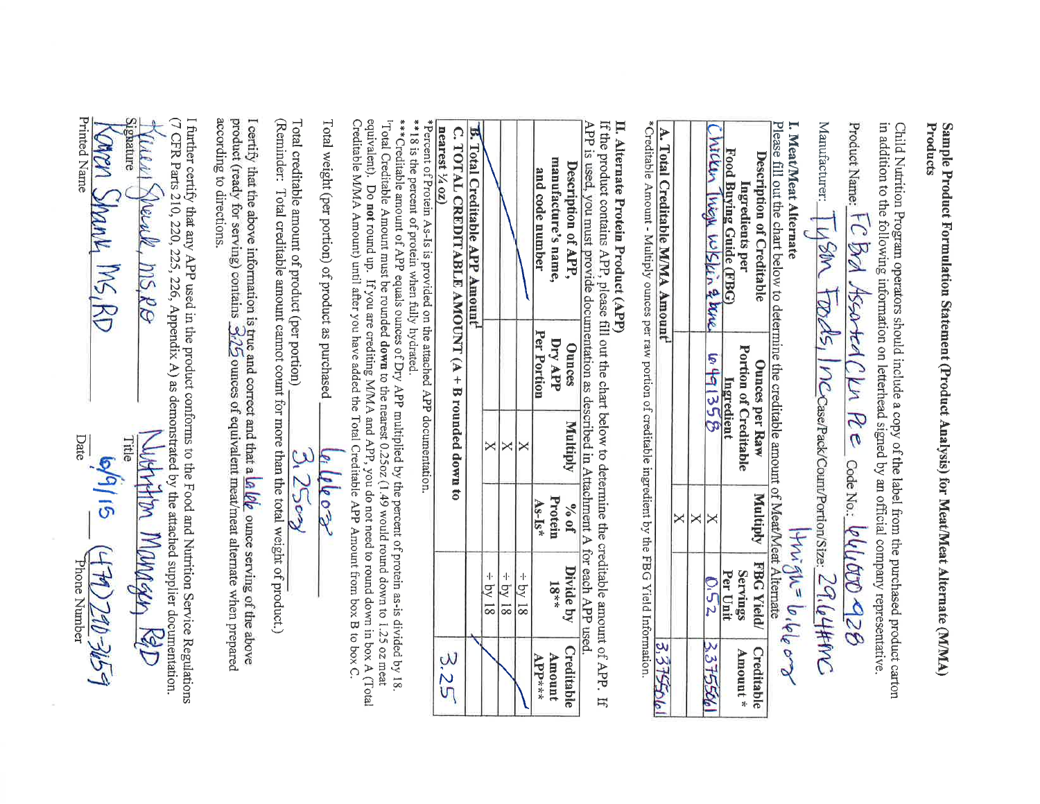## Sample Product Formulation Statement (Product Analysis) for Meat/Meat Alternate (M/MA) Products

Child Nutrition Program operators should include a copy of the label from the purchased product carton in addition to the following information on letterhead signed by an official company representative.

Product Name: FC Brd Assorted Ckn Pce Code No.: 66000-928

Manufacturer: Tyson Foods, Inc Case/Pack/Count/Portion/Size: 29.64# NC

### I. Meat/Meat Alternate

Please fill out the chart below to determine the creditable amount of Meat/Meat Alternate

Thigh = 6.66 oz

| Description of Creditable Ingredients per Food Buying Guide (FBG) | Ounces per Raw Portion of Creditable Ingredient | Multiply | FBG Yield/ Servings Per Unit | Creditable Amount * |
|---|---|---|---|---|
| Chicken Thigh w/skin & bone | 6.491358 | X | 0.52 | 3.3755061 |
| | | X | | |
| | | X | | |
| **A. Total Creditable M/MA Amount[1]** | | | | 3.3755061 |

*Creditable Amount - Multiply ounces per raw portion of creditable ingredient by the FBG Yield Information.

### II. Alternate Protein Product (APP)

If the product contains APP, please fill out the chart below to determine the creditable amount of APP. If APP is used, you must provide documentation as described in Attachment A for each APP used.

| Description of APP, manufacture's name, and code number | Ounces Dry APP Per Portion | Multiply | % of Protein As-Is* | Divide by 18** | Creditable Amount APP*** |
|---|---|---|---|---|---|
| | | X | | ÷ by 18 | |
| | | X | | ÷ by 18 | |
| | | X | | ÷ by 18 | |
| **B. Total Creditable APP Amount[1]** | | | | | |
| **C. TOTAL CREDITABLE AMOUNT (A + B rounded down to nearest ¼ oz)** | | | | | 3.25 |

*Percent of Protein As-Is is provided on the attached APP documentation.
**18 is the percent of protein when fully hydrated.
***Creditable amount of APP equals ounces of Dry APP multiplied by the percent of protein as-is divided by 18.
[1]Total Creditable Amount must be rounded **down** to the nearest 0.25oz (1.49 would round down to 1.25 oz meat equivalent). Do **not** round up. If you are crediting M/MA and APP, you do not need to round down in box A (Total Creditable M/MA Amount) until after you have added the Total Creditable APP Amount from box B to box C.

Total weight (per portion) of product as purchased 6.66 oz

Total creditable amount of product (per portion) 3.25 oz
(Reminder: Total creditable amount cannot count for more than the total weight of product.)

I certify that the above information is true and correct and that a 6.66 ounce serving of the above product (ready for serving) contains 3.25 ounces of equivalent meat/meat alternate when prepared according to directions.

I further certify that any APP used in the product conforms to the Food and Nutrition Service Regulations (7 CFR Parts 210, 220, 225, 226, Appendix A) as demonstrated by the attached supplier documentation.

Karen Shank, MS RD — Nutrition Manager, RD
Signature — Title

Karen Shank MS, RD — 6/9/15 — (479) 290-3659
Printed Name — Date — Phone Number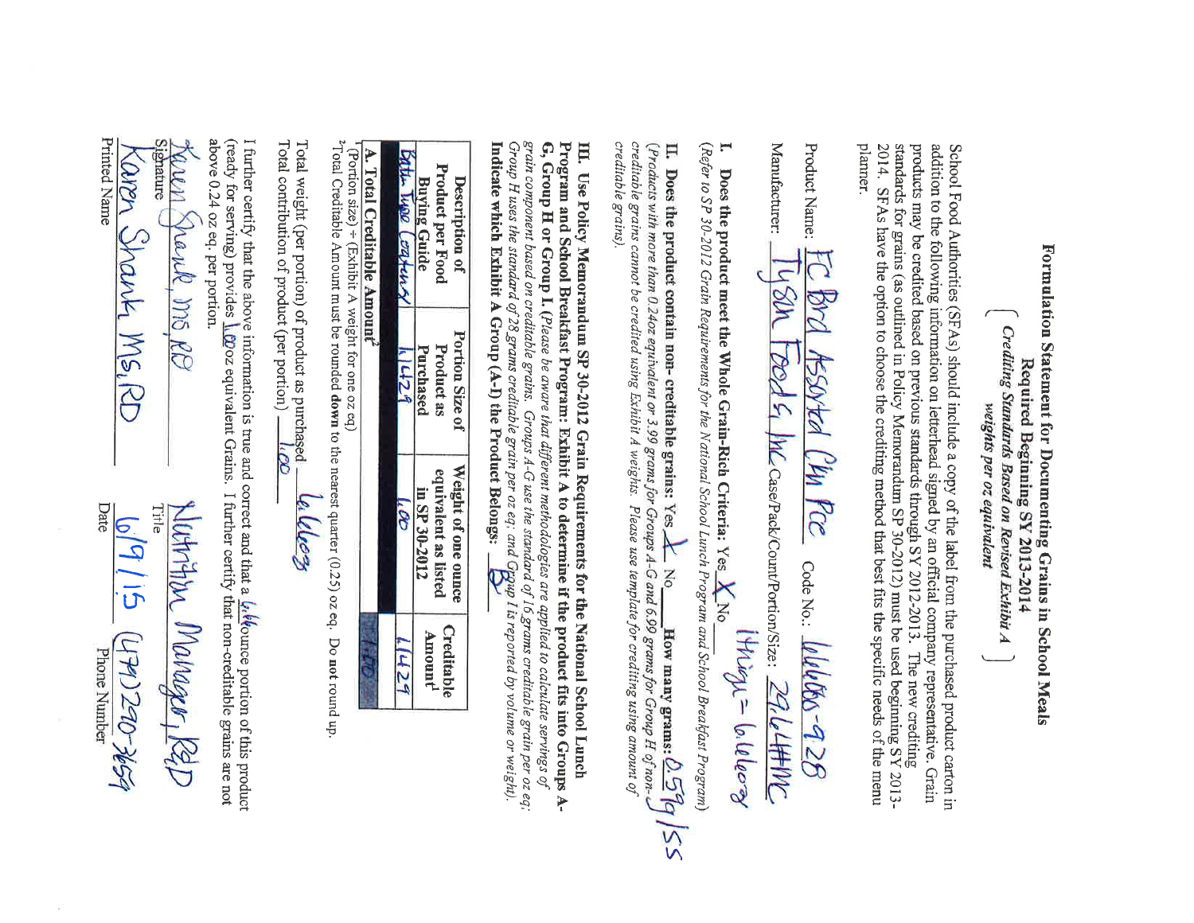# Formulation Statement for Documenting Grains in School Meals

## Required Beginning SY 2013-2014

*(Crediting Standards Based on Revised Exhibit A weights per oz equivalent)*

School Food Authorities (SFAs) should include a copy of the label from the purchased product carton in addition to the following information on letterhead signed by an official company representative. Grain products may be credited based on previous standards through SY 2012-2013. The new crediting standards for grains (as outlined in Policy Memorandum SP 30-2012) must be used beginning SY 2013-2014. SFAs have the option to choose the crediting method that best fits the specific needs of the menu planner.

Product Name: FC Brd Assorted Chn Pce Code No.: 66608-928

Manufacturer: Tyson Foods, Inc Case/Pack/Count/Portion/Size: 29.64#NC 1thigh = 6.66oz

**I. Does the product meet the Whole Grain-Rich Criteria:** Yes ___ No X

*(Refer to SP 30-2012 Grain Requirements for the National School Lunch Program and School Breakfast Program)*

**II. Does the product contain non- creditable grains:** Yes X No ___ **How many grains:** 0.59g/SS

*(Products with more than 0.24oz equivalent or 3.99 grams for Groups A-G and 6.99 grams for Group H of non-creditable grains cannot be credited using Exhibit A weighs. Please use template for crediting using amount of creditable grains).*

**III. Use Policy Memorandum SP 30-2012 Grain Requirements for the National School Lunch Program and School Breakfast Program: Exhibit A to determine if the product fits into Groups A-G, Group H or Group I.** *(Please be aware that different methodologies are applied to calculate servings of grain component based on creditable grains. Groups A-G use the standard of 16 grams creditable grain per oz eq; Group H uses the standard of 28 grams creditable grain per oz eq; and Group I is reported by volume or weight).* **Indicate which Exhibit A Group (A-I) the Product Belongs:** B

| Description of Product per Food Buying Guide | Portion Size of Product as Purchased | Weight of one ounce equivalent as listed in SP 30-2012 | Creditable Amount[1] |
|---|---|---|---|
| Batter Type Coatings | 1.1429 | 1.00 | 1.1429 |
| **A. Total Creditable Amount[2]** | | | 1.00 |

[1](Portion size) ÷ (Exhibit A weight for one oz eq)

[2]Total Creditable Amount must be rounded **down** to the nearest quarter (0.25) oz eq. Do **not** round up.

Total weight (per portion) of product as purchased 6.66oz

Total contribution of product (per portion) 1.00

I further certify that the above information is true and correct and that a 6.66 ounce portion of this product (ready for serving) provides 1.00 oz equivalent Grains. I further certify that non-creditable grains are not above 0.24 oz eq. per portion.

Karen Shank, MS, RD
Signature

Nutrition Manager, R&D
Title

Karen Shank MS, RD
Printed Name

6/9/15
Date

(479) 290-3659
Phone Number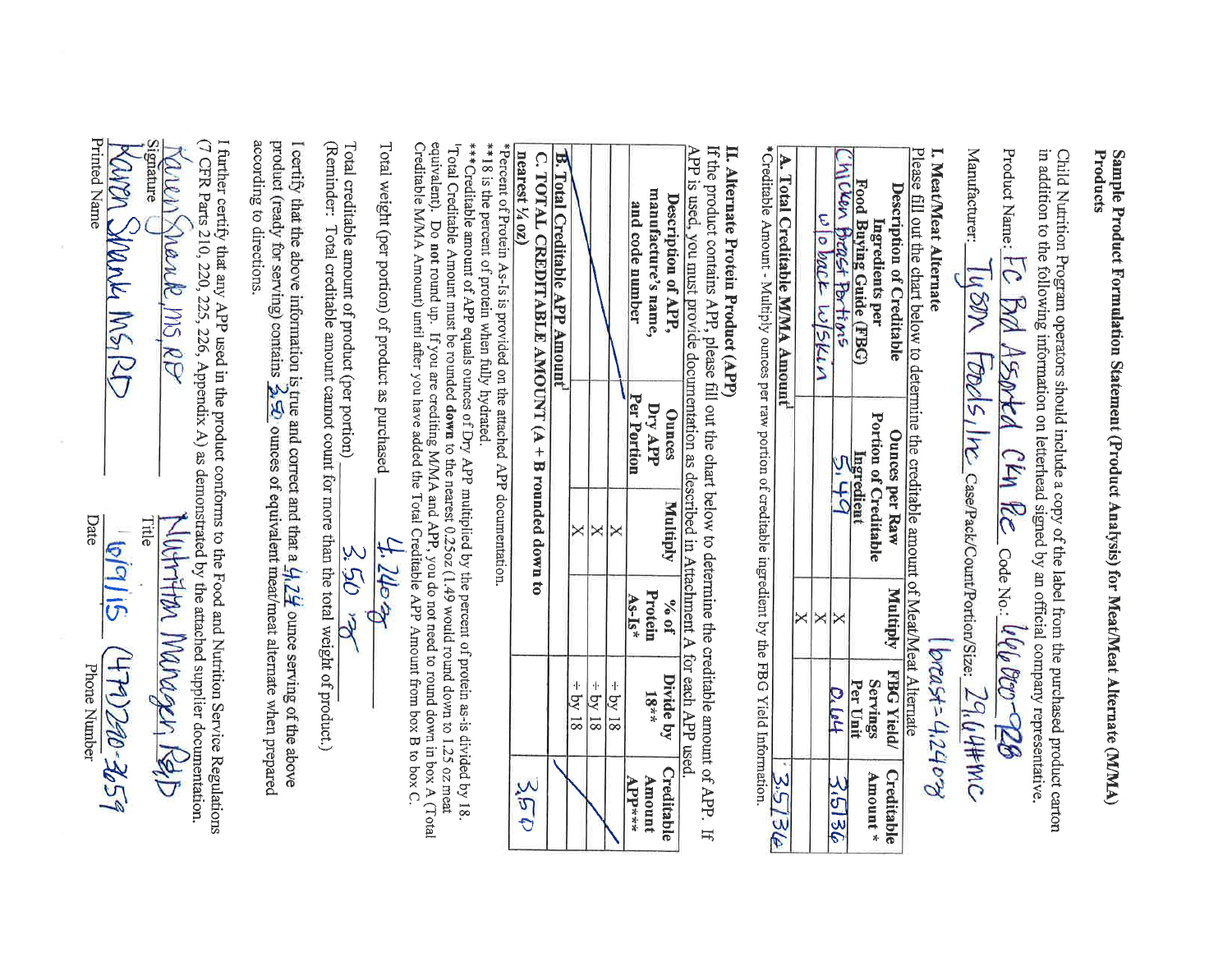# Sample Product Formulation Statement (Product Analysis) for Meat/Meat Alternate (M/MA) Products

Child Nutrition Program operators should include a copy of the label from the purchased product carton in addition to the following information on letterhead signed by an official company representative.

Product Name: FC Brd Asstd Ckn Pc Code No.: 66000-928

Manufacturer: Tyson Foods, Inc. Case/Pack/Count/Portion/Size: 29.64#MC

1 breast - 4.240 oz

## I. Meat/Meat Alternate

Please fill out the chart below to determine the creditable amount of Meat/Meat Alternate

| Description of Creditable Ingredients per Food Buying Guide (FBG) | Ounces per Raw Portion of Creditable Ingredient | Multiply | FBG Yield/ Servings Per Unit | Creditable Amount * |
|---|---|---|---|---|
| Chicken Breast Portions w/o back w/skin | 5.49 | X | 0.64 | 3.5136 |
| | | X | | |
| | | X | | |
| **A. Total Creditable M/MA Amount**[1] | | | | 3.5136 |

*Creditable Amount - Multiply ounces per raw portion of creditable ingredient by the FBG Yield Information.

## II. Alternate Protein Product (APP)

If the product contains APP, please fill out the chart below to determine the creditable amount of APP. If APP is used, you must provide documentation as described in Attachment A for each APP used.

| Description of APP, manufacture's name, and code number | Ounces Dry APP Per Portion | Multiply | % of Protein As-Is* | Divide by 18** | Creditable Amount APP*** |
|---|---|---|---|---|---|
| | | X | | ÷ by 18 | |
| | | X | | ÷ by 18 | |
| | | X | | ÷ by 18 | |
| **B. Total Creditable APP Amount**[1] | | | | | |
| **C. TOTAL CREDITABLE AMOUNT (A + B rounded down to nearest ¼ oz)** | | | | | 3.50 |

*Percent of Protein As-Is is provided on the attached APP documentation.

**18 is the percent of protein when fully hydrated.

***Creditable amount of APP equals ounces of Dry APP multiplied by the percent of protein as-is divided by 18.

[1]Total Creditable Amount must be rounded **down** to the nearest 0.25oz (1.49 would round down to 1.25 oz meat equivalent). Do **not** round up. If you are crediting M/MA and APP, you do not need to round down in box A (Total Creditable M/MA Amount) until after you have added the Total Creditable APP Amount from box B to box C.

Total weight (per portion) of product as purchased 4.240 oz

Total creditable amount of product (per portion) 3.50 oz

(Reminder: Total creditable amount cannot count for more than the total weight of product.)

I certify that the above information is true and correct and that a 4.24 ounce serving of the above product (ready for serving) contains 3.50 ounces of equivalent meat/meat alternate when prepared according to directions.

I further certify that any APP used in the product conforms to the Food and Nutrition Service Regulations (7 CFR Parts 210, 220, 225, 226, Appendix A) as demonstrated by the attached supplier documentation.

Karen Shank, MS, RD
Signature

Nutrition Manager, RD
Title

Karen Shank MS, RD
Printed Name

6/9/15
Date

(479)290-3659
Phone Number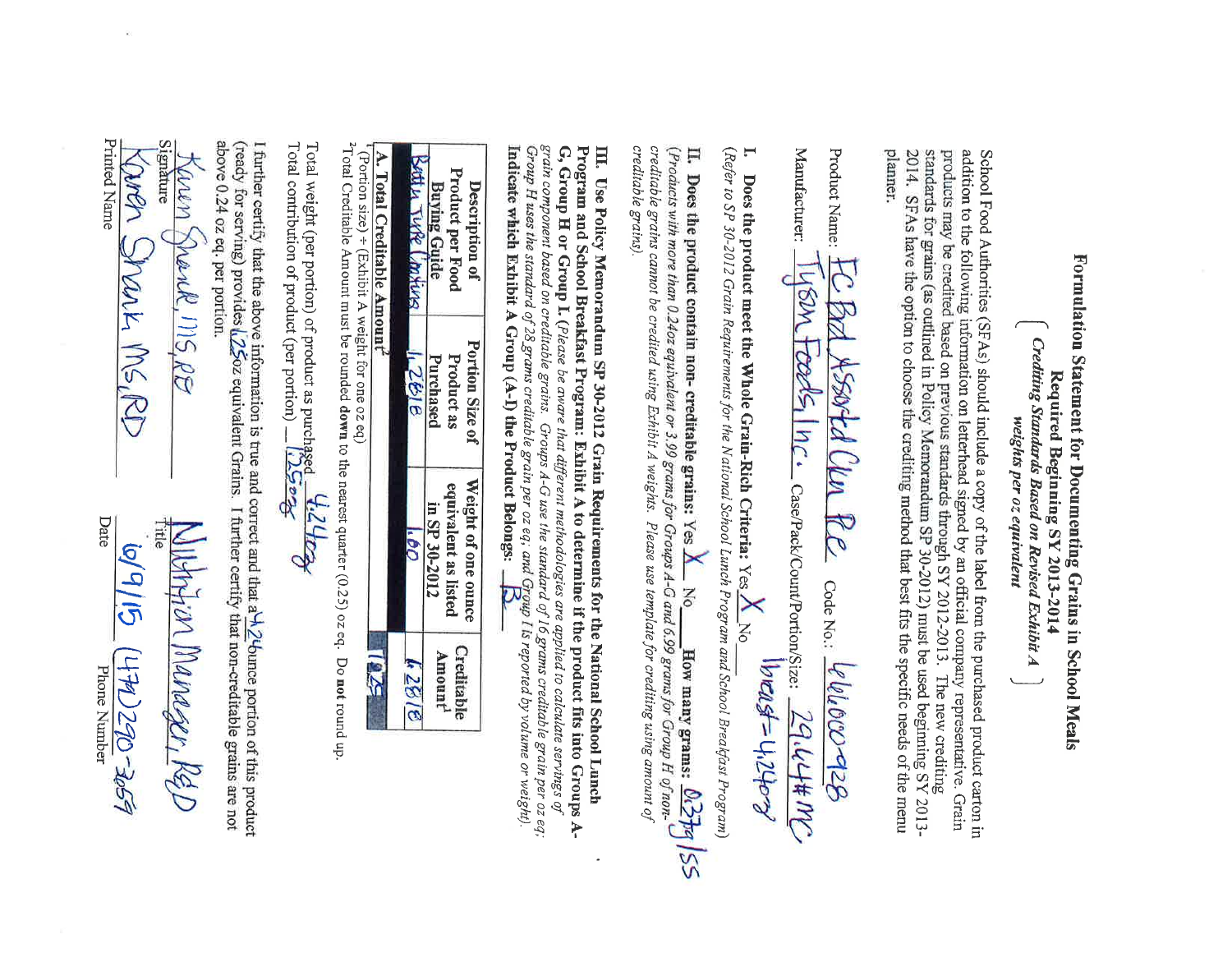# Formulation Statement for Documenting Grains in School Meals

## Required Beginning SY 2013-2014

*(Crediting Standards Based on Revised Exhibit A weights per oz equivalent)*

School Food Authorities (SFAs) should include a copy of the label from the purchased product carton in addition to the following information on letterhead signed by an official company representative. Grain products may be credited based on previous standards through SY 2012-2013. The new crediting standards for grains (as outlined in Policy Memorandum SP 30-2012) must be used beginning SY 2013-2014. SFAs have the option to choose the crediting method that best fits the specific needs of the menu planner.

Product Name: FC Brd Assorted Chn Pce Code No.: 66600-928

Manufacturer: Tyson Foods, Inc. Case/Pack/Count/Portion/Size: 29.44# MC

breast=4.24oz

**I. Does the product meet the Whole Grain-Rich Criteria:** Yes X No ___

*(Refer to SP 30-2012 Grain Requirements for the National School Lunch Program and School Breakfast Program)*

**II. Does the product contain non- creditable grains:** Yes X No ___ **How many grains:** 0.37g/SS

*(Products with more than 0.24oz equivalent or 3.99 grams for Groups A-G and 6.99 grams for Group H of non-creditable grains cannot be credited using Exhibit A weights. Please use template for crediting using amount of creditable grains).*

**III. Use Policy Memorandum SP 30-2012 Grain Requirements for the National School Lunch Program and School Breakfast Program: Exhibit A to determine if the product fits into Groups A-G, Group H or Group I.** *(Please be aware that different methodologies are applied to calculate servings of grain component based on creditable grains. Groups A-G use the standard of 16 grams creditable grain per oz eq; Group H uses the standard of 28 grams creditable grain per oz eq; and Group I is reported by volume or weight).*

**Indicate which Exhibit A Group (A-I) the Product Belongs:** B

| Description of Product per Food Buying Guide | Portion Size of Product as Purchased | Weight of one ounce equivalent as listed in SP 30-2012 | Creditable Amount[1] |
|---|---|---|---|
| Batter Type Coating | 1.2618 | 1.60 | 0.7886 |
| **A. Total Creditable Amount[2]** | | | 0.75 |

[1] (Portion size) ÷ (Exhibit A weight for one oz eq)

[2] Total Creditable Amount must be rounded **down** to the nearest quarter (0.25) oz eq. Do **not** round up.

Total weight (per portion) of product as purchased 4.24oz

Total contribution of product (per portion) .75oz eq

I further certify that the above information is true and correct and that a 4.24 ounce portion of this product (ready for serving) provides .75 oz equivalent Grains. I further certify that non-creditable grains are not above 0.24 oz eq. per portion.

Karen Shank, MS, RD
Signature

Nutrition Manager, R&D
Title

Karen Shank MS, RD
Printed Name

10/9/15
Date

(479) 290-2057
Phone Number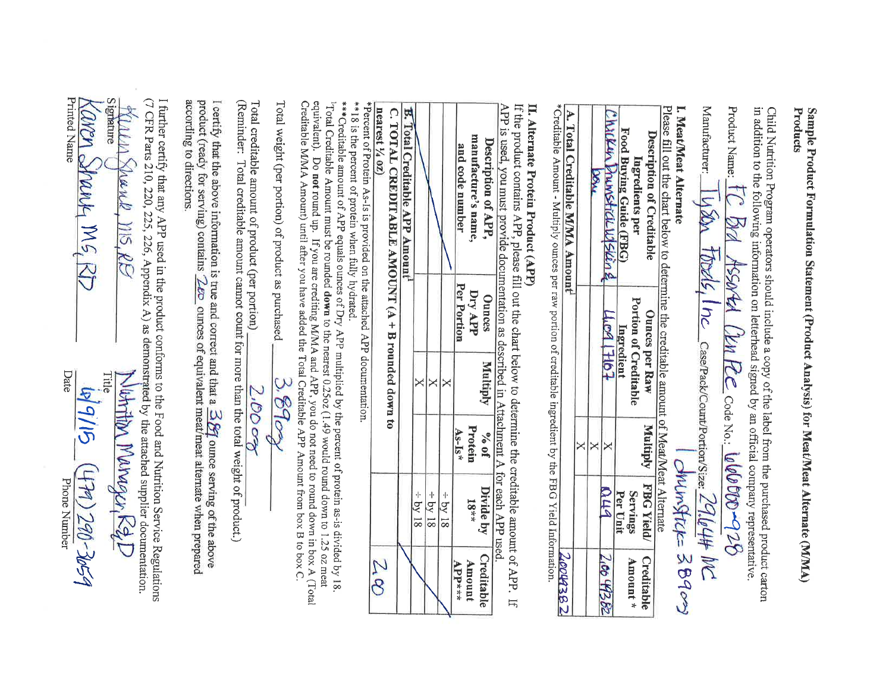# Sample Product Formulation Statement (Product Analysis) for Meat/Meat Alternate (M/MA) Products

Child Nutrition Program operators should include a copy of the label from the purchased product carton in addition to the following information on letterhead signed by an official company representative.

Product Name: FC Brd Asstd Chk Pce Code No.: 66000-928

Manufacturer: Tyson Foods, Inc Case/Pack/Count/Portion/Size: 29.64# MC

1 drumstick = 3.89 oz

## I. Meat/Meat Alternate

Please fill out the chart below to determine the creditable amount of Meat/Meat Alternate

| Description of Creditable Ingredients per Food Buying Guide (FBG) | Ounces per Raw Portion of Creditable Ingredient | Multiply | FBG Yield/ Servings Per Unit | Creditable Amount * |
|---|---|---|---|---|
| Chicken Drumstick w/skin & bone | 4.691767 | X | .0.49 | 2.0043382 |
| | | X | | |
| | | X | | |
| **A. Total Creditable M/MA Amount¹** | | | | 2.0043382 |

*Creditable Amount - Multiply ounces per raw portion of creditable ingredient by the FBG Yield Information.

## II. Alternate Protein Product (APP)

If the product contains APP, please fill out the chart below to determine the creditable amount of APP. If APP is used, you must provide documentation as described in Attachment A for each APP used.

| Description of APP, manufacture's name, and code number | Ounces Dry APP Per Portion | Multiply | % of Protein As-Is* | Divide by 18** | Creditable Amount APP*** |
|---|---|---|---|---|---|
| | | X | | ÷ by 18 | |
| | | X | | ÷ by 18 | |
| | | X | | ÷ by 18 | |
| **B. Total Creditable APP Amount¹** | | | | | |
| **C. TOTAL CREDITABLE AMOUNT (A + B rounded down to nearest ¼ oz)** | | | | | 2.00 |

*Percent of Protein As-Is is provided on the attached APP documentation.

**18 is the percent of protein when fully hydrated.

***Creditable amount of APP equals ounces of Dry APP multiplied by the percent of protein as-is divided by 18.

¹Total Creditable Amount must be rounded **down** to the nearest 0.25oz (1.49 would round down to 1.25 oz meat equivalent). Do **not** round up. If you are crediting M/MA and APP, you do not need to round down in box A (Total Creditable M/MA Amount) until after you have added the Total Creditable APP Amount from box B to box C.

Total weight (per portion) of product as purchased 3.89 oz

Total creditable amount of product (per portion) 2.00 oz

(Reminder: Total creditable amount cannot count for more than the total weight of product.)

I certify that the above information is true and correct and that a 3.89 ounce serving of the above product (ready for serving) contains 2.00 ounces of equivalent meat/meat alternate when prepared according to directions.

I further certify that any APP used in the product conforms to the Food and Nutrition Service Regulations (7 CFR Parts 210, 220, 225, 226, Appendix A) as demonstrated by the attached supplier documentation.

Karen Shank, MS, RD
Signature

Nutrition Manager, RD, LD
Title

Karen Shank, MS, RD
Printed Name

6/9/15
Date

(479) 290-3059
Phone Number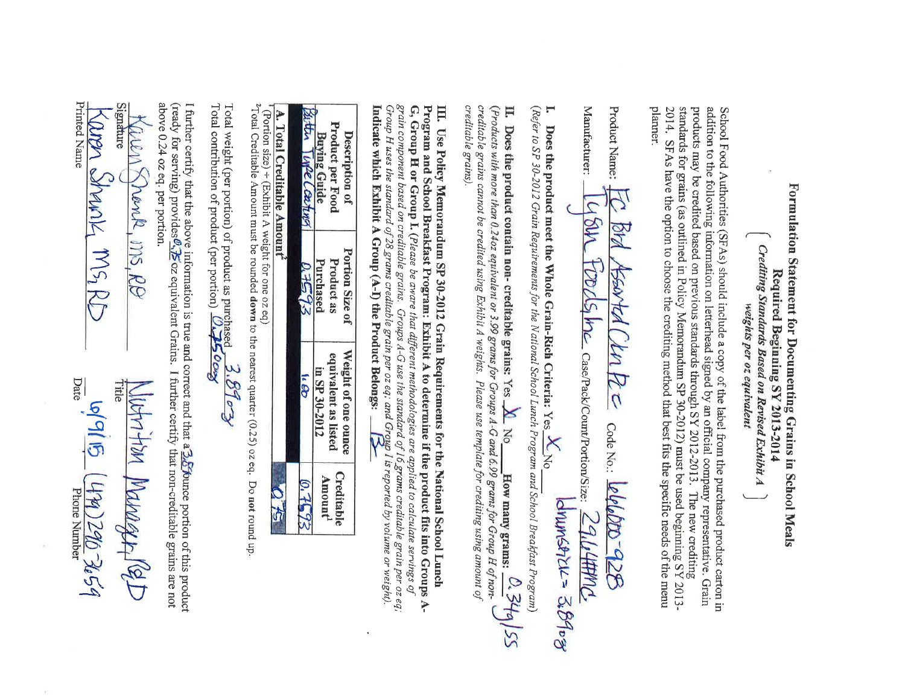# Formulation Statement for Documenting Grains in School Meals

**Required Beginning SY 2013-2014**

*(Crediting Standards Based on Revised Exhibit A weights per oz equivalent)*

School Food Authorities (SFAs) should include a copy of the label from the purchased product carton in addition to the following information on letterhead signed by an official company representative. Grain products may be credited based on previous standards through SY 2012-2013. The new crediting standards for grains (as outlined in Policy Memorandum SP 30-2012) must be used beginning SY 2013-2014. SFAs have the option to choose the crediting method that best fits the specific needs of the menu planner.

Product Name: FC Brd Assorted Chn Pc Code No.: 66000-928

Manufacturer: Tyson Foods, Inc Case/Pack/Count/Portion/Size: 29.64#/MC

1drumstick = 3.89oz

**I. Does the product meet the Whole Grain-Rich Criteria:** Yes X No___

*(Refer to SP 30-2012 Grain Requirements for the National School Lunch Program and School Breakfast Program)*

**II. Does the product contain non- creditable grains:** Yes X No___ **How many grams:** 0.34g/SS

*(Products with more than 0.24oz equivalent or 3.99 grams for Groups A-G and 6.99 grams for Group H of non-creditable grains cannot be credited using Exhibit A weights. Please use template for crediting using amount of creditable grains).*

**III. Use Policy Memorandum SP 30-2012 Grain Requirements for the National School Lunch Program and School Breakfast Program: Exhibit A to determine if the product fits into Groups A-G, Group H or Group I.** *(Please be aware that different methodologies are applied to calculate servings of grain component based on creditable grains. Groups A-G use the standard of 16 grams creditable grain per oz eq; Group H uses the standard of 28 grams creditable grain per oz eq; and Group I is reported by volume or weight).*

**Indicate which Exhibit A Group (A-I) the Product Belongs:** B

| Description of Product per Food Buying Guide | Portion Size of Product as Purchased | Weight of one ounce equivalent as listed in SP 30-2012 | Creditable Amount[1] |
|---|---|---|---|
| Batter Type Coating | 0.7593 | 1.00 | 0.7593 |
| **A. Total Creditable Amount[2]** | | | 0.75 |

[1](Portion size) ÷ (Exhibit A weight for one oz eq)

[2]Total Creditable Amount must be rounded **down** to the nearest quarter (0.25) oz eq. Do **not** round up.

Total weight (per portion) of product as purchased 3.89 oz

Total contribution of product (per portion) 0.75 oz eq

I further certify that the above information is true and correct and that a 3.89 ounce portion of this product (ready for serving) provides 0.75 oz equivalent Grains. I further certify that non-creditable grains are not above 0.24 oz eq. per portion.

Karen Shank, MS, RD
Signature

Nutrition Manager, RD
Title

Karen Shank MS, RD
Printed Name

6/9/15
Date

(479) 290-3659
Phone Number